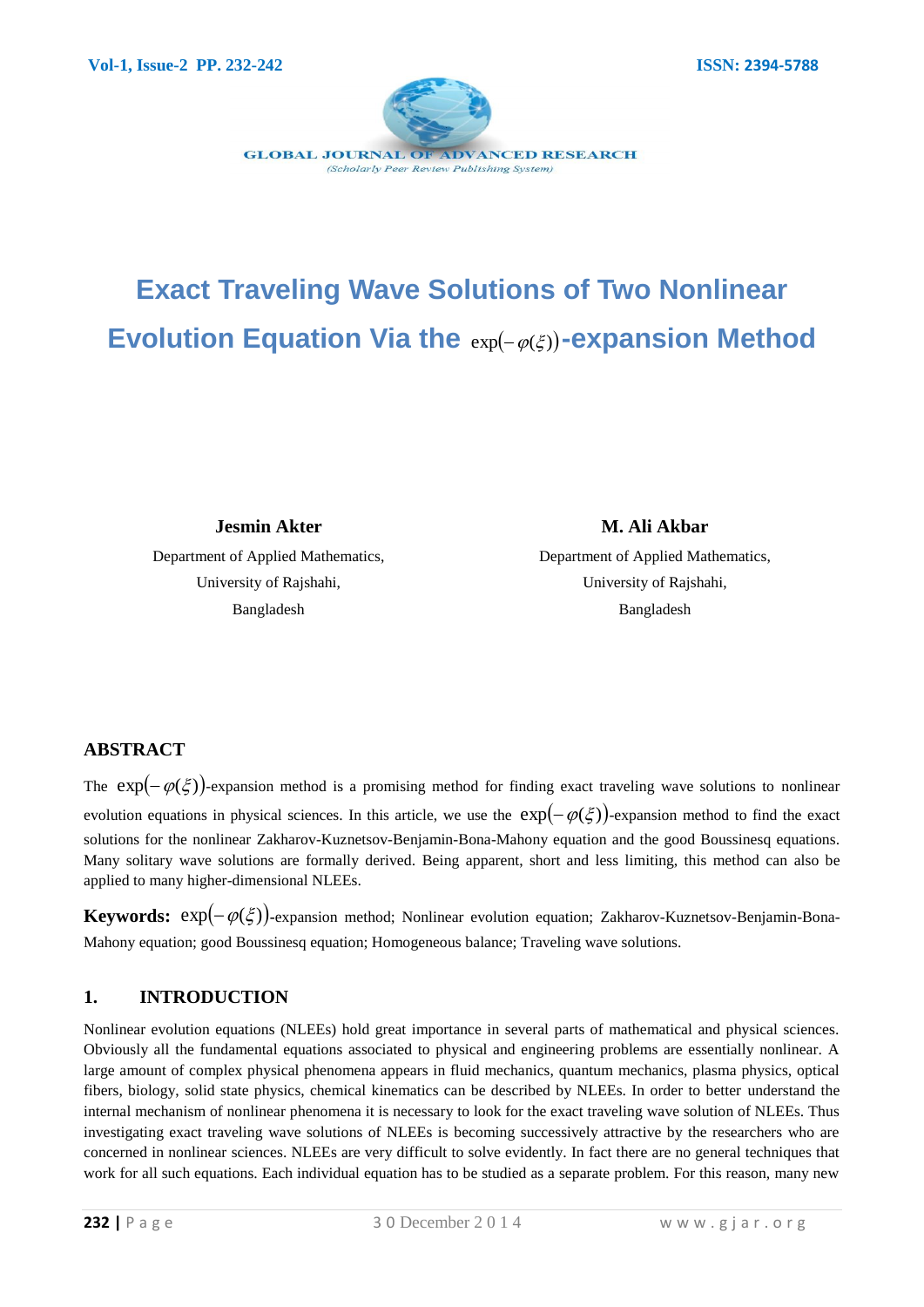# Exact Traveling Wave Solutions of Two Nonlinear Evolution Equation Via the $\exp(-\varphi(\xi))$-expansion Method

**Jesmin Akter**
Department of Applied Mathematics,
University of Rajshahi,
Bangladesh

**M. Ali Akbar**
Department of Applied Mathematics,
University of Rajshahi,
Bangladesh

## ABSTRACT

The $\exp(-\varphi(\xi))$-expansion method is a promising method for finding exact traveling wave solutions to nonlinear evolution equations in physical sciences. In this article, we use the $\exp(-\varphi(\xi))$-expansion method to find the exact solutions for the nonlinear Zakharov-Kuznetsov-Benjamin-Bona-Mahony equation and the good Boussinesq equations. Many solitary wave solutions are formally derived. Being apparent, short and less limiting, this method can also be applied to many higher-dimensional NLEEs.

**Keywords:** $\exp(-\varphi(\xi))$-expansion method; Nonlinear evolution equation; Zakharov-Kuznetsov-Benjamin-Bona-Mahony equation; good Boussinesq equation; Homogeneous balance; Traveling wave solutions.

## 1. INTRODUCTION

Nonlinear evolution equations (NLEEs) hold great importance in several parts of mathematical and physical sciences. Obviously all the fundamental equations associated to physical and engineering problems are essentially nonlinear. A large amount of complex physical phenomena appears in fluid mechanics, quantum mechanics, plasma physics, optical fibers, biology, solid state physics, chemical kinematics can be described by NLEEs. In order to better understand the internal mechanism of nonlinear phenomena it is necessary to look for the exact traveling wave solution of NLEEs. Thus investigating exact traveling wave solutions of NLEEs is becoming successively attractive by the researchers who are concerned in nonlinear sciences. NLEEs are very difficult to solve evidently. In fact there are no general techniques that work for all such equations. Each individual equation has to be studied as a separate problem. For this reason, many new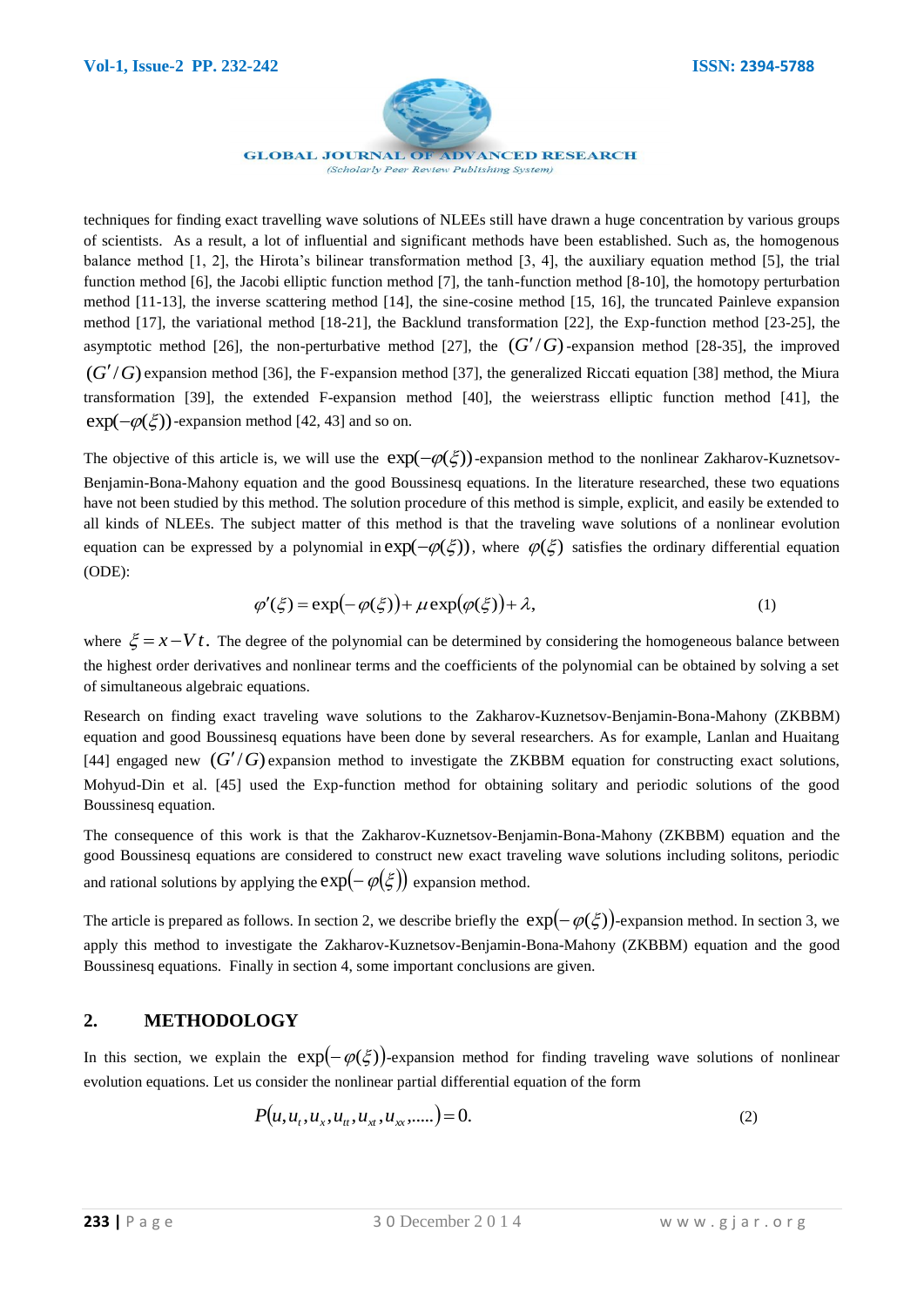techniques for finding exact travelling wave solutions of NLEEs still have drawn a huge concentration by various groups of scientists. As a result, a lot of influential and significant methods have been established. Such as, the homogenous balance method [1, 2], the Hirota's bilinear transformation method [3, 4], the auxiliary equation method [5], the trial function method [6], the Jacobi elliptic function method [7], the tanh-function method [8-10], the homotopy perturbation method [11-13], the inverse scattering method [14], the sine-cosine method [15, 16], the truncated Painleve expansion method [17], the variational method [18-21], the Backlund transformation [22], the Exp-function method [23-25], the asymptotic method [26], the non-perturbative method [27], the $(G'/G)$-expansion method [28-35], the improved $(G'/G)$ expansion method [36], the F-expansion method [37], the generalized Riccati equation [38] method, the Miura transformation [39], the extended F-expansion method [40], the weierstrass elliptic function method [41], the $\exp(-\varphi(\xi))$-expansion method [42, 43] and so on.

The objective of this article is, we will use the $\exp(-\varphi(\xi))$-expansion method to the nonlinear Zakharov-Kuznetsov-Benjamin-Bona-Mahony equation and the good Boussinesq equations. In the literature researched, these two equations have not been studied by this method. The solution procedure of this method is simple, explicit, and easily be extended to all kinds of NLEEs. The subject matter of this method is that the traveling wave solutions of a nonlinear evolution equation can be expressed by a polynomial in $\exp(-\varphi(\xi))$, where $\varphi(\xi)$ satisfies the ordinary differential equation (ODE):

$$\varphi'(\xi) = \exp(-\varphi(\xi)) + \mu \exp(\varphi(\xi)) + \lambda, \tag{1}$$

where $\xi = x - Vt$. The degree of the polynomial can be determined by considering the homogeneous balance between the highest order derivatives and nonlinear terms and the coefficients of the polynomial can be obtained by solving a set of simultaneous algebraic equations.

Research on finding exact traveling wave solutions to the Zakharov-Kuznetsov-Benjamin-Bona-Mahony (ZKBBM) equation and good Boussinesq equations have been done by several researchers. As for example, Lanlan and Huaitang [44] engaged new $(G'/G)$ expansion method to investigate the ZKBBM equation for constructing exact solutions, Mohyud-Din et al. [45] used the Exp-function method for obtaining solitary and periodic solutions of the good Boussinesq equation.

The consequence of this work is that the Zakharov-Kuznetsov-Benjamin-Bona-Mahony (ZKBBM) equation and the good Boussinesq equations are considered to construct new exact traveling wave solutions including solitons, periodic and rational solutions by applying the $\exp(-\varphi(\xi))$ expansion method.

The article is prepared as follows. In section 2, we describe briefly the $\exp(-\varphi(\xi))$-expansion method. In section 3, we apply this method to investigate the Zakharov-Kuznetsov-Benjamin-Bona-Mahony (ZKBBM) equation and the good Boussinesq equations. Finally in section 4, some important conclusions are given.

## 2. METHODOLOGY

In this section, we explain the $\exp(-\varphi(\xi))$-expansion method for finding traveling wave solutions of nonlinear evolution equations. Let us consider the nonlinear partial differential equation of the form

$$P(u, u_t, u_x, u_{tt}, u_{xt}, u_{xx}, .....) = 0. \tag{2}$$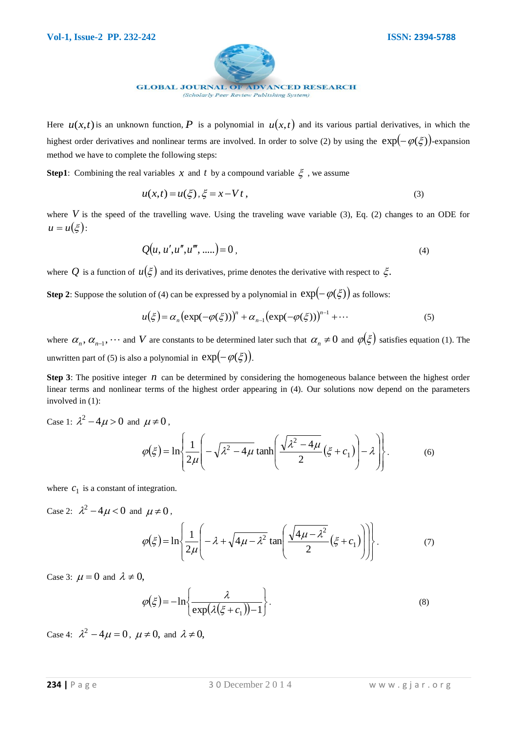Here $u(x,t)$ is an unknown function, $P$ is a polynomial in $u(x,t)$ and its various partial derivatives, in which the highest order derivatives and nonlinear terms are involved. In order to solve (2) by using the $\exp(-\varphi(\xi))$-expansion method we have to complete the following steps:

**Step1**: Combining the real variables $x$ and $t$ by a compound variable $\xi$ , we assume

$$u(x,t)=u(\xi),\,\xi=x-Vt\,, \tag{3}$$

where $V$ is the speed of the travelling wave. Using the traveling wave variable (3), Eq. (2) changes to an ODE for $u=u(\xi)$:

$$Q(u,\,u',u'',u''',\,.....)=0\,, \tag{4}$$

where $Q$ is a function of $u(\xi)$ and its derivatives, prime denotes the derivative with respect to $\xi$.

**Step 2**: Suppose the solution of (4) can be expressed by a polynomial in $\exp(-\varphi(\xi))$ as follows:

$$u(\xi)=\alpha_n(\exp(-\varphi(\xi)))^n+\alpha_{n-1}(\exp(-\varphi(\xi)))^{n-1}+\cdots \tag{5}$$

where $\alpha_n,\,\alpha_{n-1},\cdots$ and $V$ are constants to be determined later such that $\alpha_n\neq 0$ and $\varphi(\xi)$ satisfies equation (1). The unwritten part of (5) is also a polynomial in $\exp(-\varphi(\xi))$.

**Step 3**: The positive integer $n$ can be determined by considering the homogeneous balance between the highest order linear terms and nonlinear terms of the highest order appearing in (4). Our solutions now depend on the parameters involved in (1):

Case 1: $\lambda^2-4\mu>0$ and $\mu\neq 0$ ,

$$\varphi(\xi)=\ln\left\{\frac{1}{2\mu}\left(-\sqrt{\lambda^2-4\mu}\,\tanh\left(\frac{\sqrt{\lambda^2-4\mu}}{2}(\xi+c_1)\right)-\lambda\right)\right\}. \tag{6}$$

where $c_1$ is a constant of integration.

Case 2: $\lambda^2-4\mu<0$ and $\mu\neq 0$ ,

$$\varphi(\xi)=\ln\left\{\frac{1}{2\mu}\left(-\lambda+\sqrt{4\mu-\lambda^2}\,\tan\left(\frac{\sqrt{4\mu-\lambda^2}}{2}(\xi+c_1)\right)\right)\right\}. \tag{7}$$

Case 3: $\mu=0$ and $\lambda\neq 0$,

$$\varphi(\xi)=-\ln\left\{\frac{\lambda}{\exp(\lambda(\xi+c_1))-1}\right\}. \tag{8}$$

Case 4: $\lambda^2-4\mu=0$, $\mu\neq 0$, and $\lambda\neq 0$,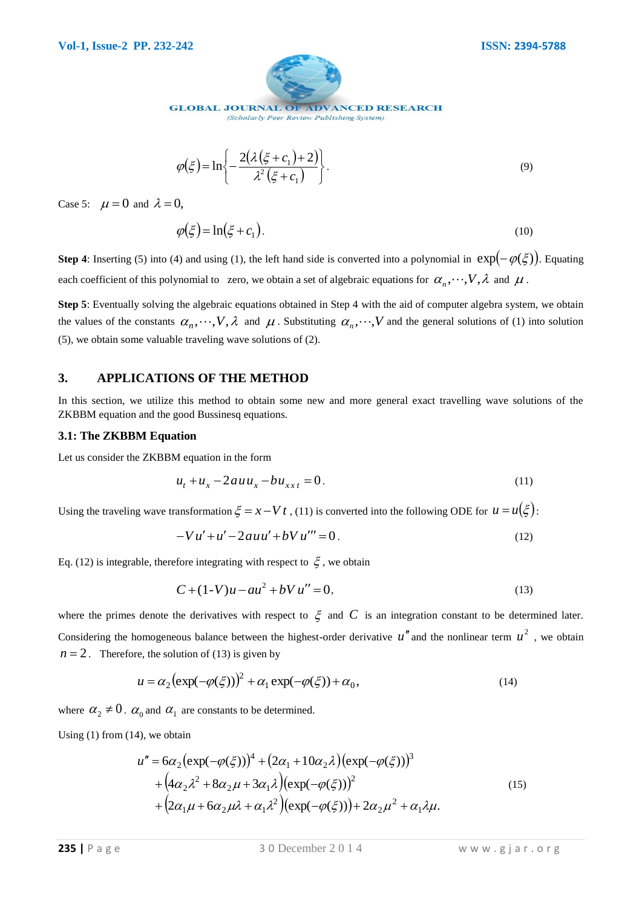$$\varphi(\xi) = \ln\left\{-\frac{2(\lambda(\xi + c_1) + 2)}{\lambda^2(\xi + c_1)}\right\}. \tag{9}$$

Case 5: $\mu = 0$ and $\lambda = 0$,

$$\varphi(\xi) = \ln(\xi + c_1). \tag{10}$$

**Step 4**: Inserting (5) into (4) and using (1), the left hand side is converted into a polynomial in $\exp(-\varphi(\xi))$. Equating each coefficient of this polynomial to zero, we obtain a set of algebraic equations for $\alpha_n, \cdots, V, \lambda$ and $\mu$.

**Step 5**: Eventually solving the algebraic equations obtained in Step 4 with the aid of computer algebra system, we obtain the values of the constants $\alpha_n, \cdots, V, \lambda$ and $\mu$. Substituting $\alpha_n, \cdots, V$ and the general solutions of (1) into solution (5), we obtain some valuable traveling wave solutions of (2).

## 3. APPLICATIONS OF THE METHOD

In this section, we utilize this method to obtain some new and more general exact travelling wave solutions of the ZKBBM equation and the good Bussinesq equations.

### 3.1: The ZKBBM Equation

Let us consider the ZKBBM equation in the form

$$u_t + u_x - 2auu_x - bu_{xxt} = 0. \tag{11}$$

Using the traveling wave transformation $\xi = x - Vt$, (11) is converted into the following ODE for $u = u(\xi)$:

$$-Vu' + u' - 2auu' + bVu''' = 0. \tag{12}$$

Eq. (12) is integrable, therefore integrating with respect to $\xi$, we obtain

$$C + (1\text{-}V)u - au^2 + bVu'' = 0, \tag{13}$$

where the primes denote the derivatives with respect to $\xi$ and $C$ is an integration constant to be determined later. Considering the homogeneous balance between the highest-order derivative $u''$ and the nonlinear term $u^2$, we obtain $n = 2$. Therefore, the solution of (13) is given by

$$u = \alpha_2(\exp(-\varphi(\xi)))^2 + \alpha_1 \exp(-\varphi(\xi)) + \alpha_0, \tag{14}$$

where $\alpha_2 \neq 0$. $\alpha_0$ and $\alpha_1$ are constants to be determined.

Using (1) from (14), we obtain

$$\begin{aligned} u'' = {} & 6\alpha_2(\exp(-\varphi(\xi)))^4 + (2\alpha_1 + 10\alpha_2\lambda)(\exp(-\varphi(\xi)))^3 \\ & + \left(4\alpha_2\lambda^2 + 8\alpha_2\mu + 3\alpha_1\lambda\right)(\exp(-\varphi(\xi)))^2 \\ & + \left(2\alpha_1\mu + 6\alpha_2\mu\lambda + \alpha_1\lambda^2\right)(\exp(-\varphi(\xi))) + 2\alpha_2\mu^2 + \alpha_1\lambda\mu. \end{aligned} \tag{15}$$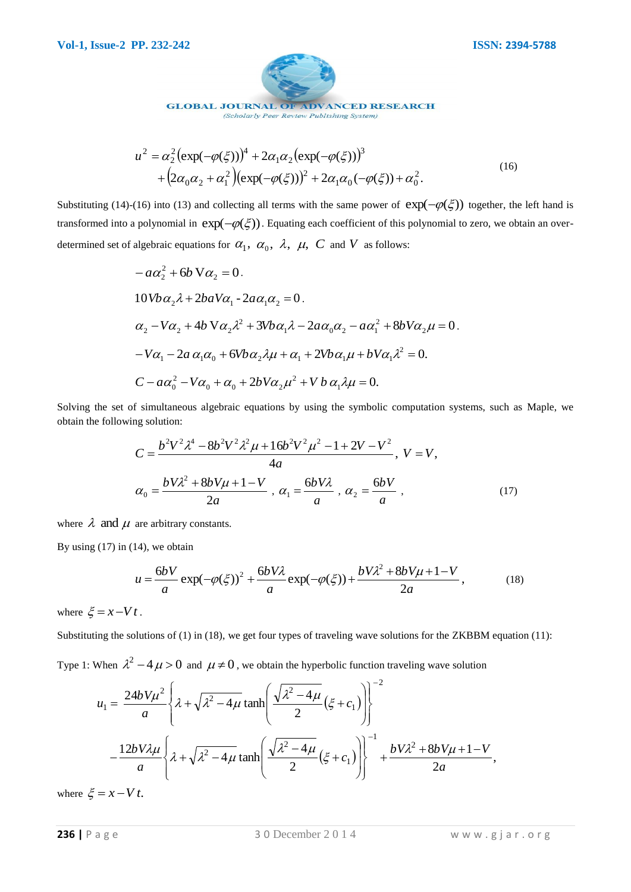$$u^2 = \alpha_2^2 \left(\exp(-\varphi(\xi))\right)^4 + 2\alpha_1\alpha_2 \left(\exp(-\varphi(\xi))\right)^3 + \left(2\alpha_0\alpha_2 + \alpha_1^2\right)\left(\exp(-\varphi(\xi))\right)^2 + 2\alpha_1\alpha_0\left(-\varphi(\xi)\right) + \alpha_0^2. \tag{16}$$

Substituting (14)-(16) into (13) and collecting all terms with the same power of $\exp(-\varphi(\xi))$ together, the left hand is transformed into a polynomial in $\exp(-\varphi(\xi))$. Equating each coefficient of this polynomial to zero, we obtain an over-determined set of algebraic equations for $\alpha_1,\ \alpha_0,\ \lambda,\ \mu,\ C$ and $V$ as follows:

$$-a\alpha_2^2 + 6b\,V\alpha_2 = 0.$$

$$10Vb\alpha_2\lambda + 2baV\alpha_1 \text{ - } 2a\alpha_1\alpha_2 = 0.$$

$$\alpha_2 - V\alpha_2 + 4b\,V\alpha_2\lambda^2 + 3Vb\alpha_1\lambda - 2a\alpha_0\alpha_2 - a\alpha_1^2 + 8bV\alpha_2\mu = 0.$$

$$-V\alpha_1 - 2a\,\alpha_1\alpha_0 + 6Vb\alpha_2\lambda\mu + \alpha_1 + 2Vb\alpha_1\mu + bV\alpha_1\lambda^2 = 0.$$

$$C - a\alpha_0^2 - V\alpha_0 + \alpha_0 + 2bV\alpha_2\mu^2 + V\,b\,\alpha_1\lambda\mu = 0.$$

Solving the set of simultaneous algebraic equations by using the symbolic computation systems, such as Maple, we obtain the following solution:

$$C = \frac{b^2V^2\lambda^4 - 8b^2V^2\lambda^2\mu + 16b^2V^2\mu^2 - 1 + 2V - V^2}{4a},\ V = V,$$

$$\alpha_0 = \frac{bV\lambda^2 + 8bV\mu + 1 - V}{2a},\ \alpha_1 = \frac{6bV\lambda}{a},\ \alpha_2 = \frac{6bV}{a}, \tag{17}$$

where $\lambda$ and $\mu$ are arbitrary constants.

By using (17) in (14), we obtain

$$u = \frac{6bV}{a}\exp(-\varphi(\xi))^2 + \frac{6bV\lambda}{a}\exp(-\varphi(\xi)) + \frac{bV\lambda^2 + 8bV\mu + 1 - V}{2a}, \tag{18}$$

where $\xi = x - V\,t$.

Substituting the solutions of (1) in (18), we get four types of traveling wave solutions for the ZKBBM equation (11):

Type 1: When $\lambda^2 - 4\mu > 0$ and $\mu \neq 0$, we obtain the hyperbolic function traveling wave solution

$$u_1 = \frac{24bV\mu^2}{a}\left\{\lambda + \sqrt{\lambda^2 - 4\mu}\tanh\left(\frac{\sqrt{\lambda^2 - 4\mu}}{2}(\xi + c_1)\right)\right\}^{-2} - \frac{12bV\lambda\mu}{a}\left\{\lambda + \sqrt{\lambda^2 - 4\mu}\tanh\left(\frac{\sqrt{\lambda^2 - 4\mu}}{2}(\xi + c_1)\right)\right\}^{-1} + \frac{bV\lambda^2 + 8bV\mu + 1 - V}{2a},$$

where $\xi = x - V\,t$.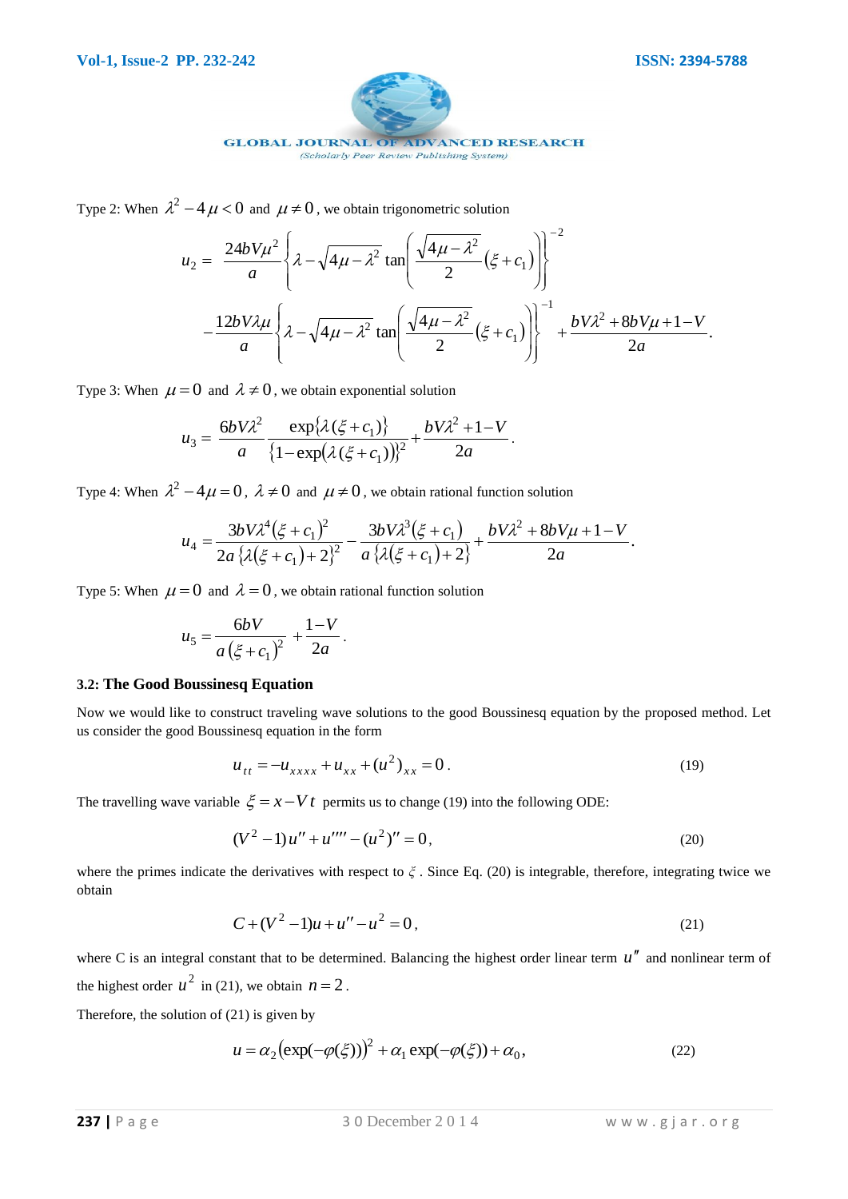Type 2: When $\lambda^2 - 4\mu < 0$ and $\mu \neq 0$, we obtain trigonometric solution

$$u_2 = \frac{24bV\mu^2}{a}\left\{\lambda - \sqrt{4\mu - \lambda^2}\tan\left(\frac{\sqrt{4\mu-\lambda^2}}{2}(\xi + c_1)\right)\right\}^{-2}$$

$$-\frac{12bV\lambda\mu}{a}\left\{\lambda - \sqrt{4\mu - \lambda^2}\tan\left(\frac{\sqrt{4\mu-\lambda^2}}{2}(\xi + c_1)\right)\right\}^{-1} + \frac{bV\lambda^2 + 8bV\mu + 1 - V}{2a}.$$

Type 3: When $\mu = 0$ and $\lambda \neq 0$, we obtain exponential solution

$$u_3 = \frac{6bV\lambda^2}{a}\frac{\exp\{\lambda(\xi + c_1)\}}{\{1 - \exp(\lambda(\xi + c_1))\}^2} + \frac{bV\lambda^2 + 1 - V}{2a}.$$

Type 4: When $\lambda^2 - 4\mu = 0$, $\lambda \neq 0$ and $\mu \neq 0$, we obtain rational function solution

$$u_4 = \frac{3bV\lambda^4(\xi + c_1)^2}{2a\{\lambda(\xi + c_1) + 2\}^2} - \frac{3bV\lambda^3(\xi + c_1)}{a\{\lambda(\xi + c_1) + 2\}} + \frac{bV\lambda^2 + 8bV\mu + 1 - V}{2a}.$$

Type 5: When $\mu = 0$ and $\lambda = 0$, we obtain rational function solution

$$u_5 = \frac{6bV}{a(\xi + c_1)^2} + \frac{1-V}{2a}.$$

### 3.2: The Good Boussinesq Equation

Now we would like to construct traveling wave solutions to the good Boussinesq equation by the proposed method. Let us consider the good Boussinesq equation in the form

$$u_{tt} = -u_{xxxx} + u_{xx} + (u^2)_{xx} = 0. \tag{19}$$

The travelling wave variable $\xi = x - Vt$ permits us to change (19) into the following ODE:

$$(V^2 - 1)u'' + u'''' - (u^2)'' = 0, \tag{20}$$

where the primes indicate the derivatives with respect to $\xi$. Since Eq. (20) is integrable, therefore, integrating twice we obtain

$$C + (V^2 - 1)u + u'' - u^2 = 0, \tag{21}$$

where C is an integral constant that to be determined. Balancing the highest order linear term $u''$ and nonlinear term of the highest order $u^2$ in (21), we obtain $n = 2$.

Therefore, the solution of (21) is given by

$$u = \alpha_2(\exp(-\varphi(\xi)))^2 + \alpha_1\exp(-\varphi(\xi)) + \alpha_0, \tag{22}$$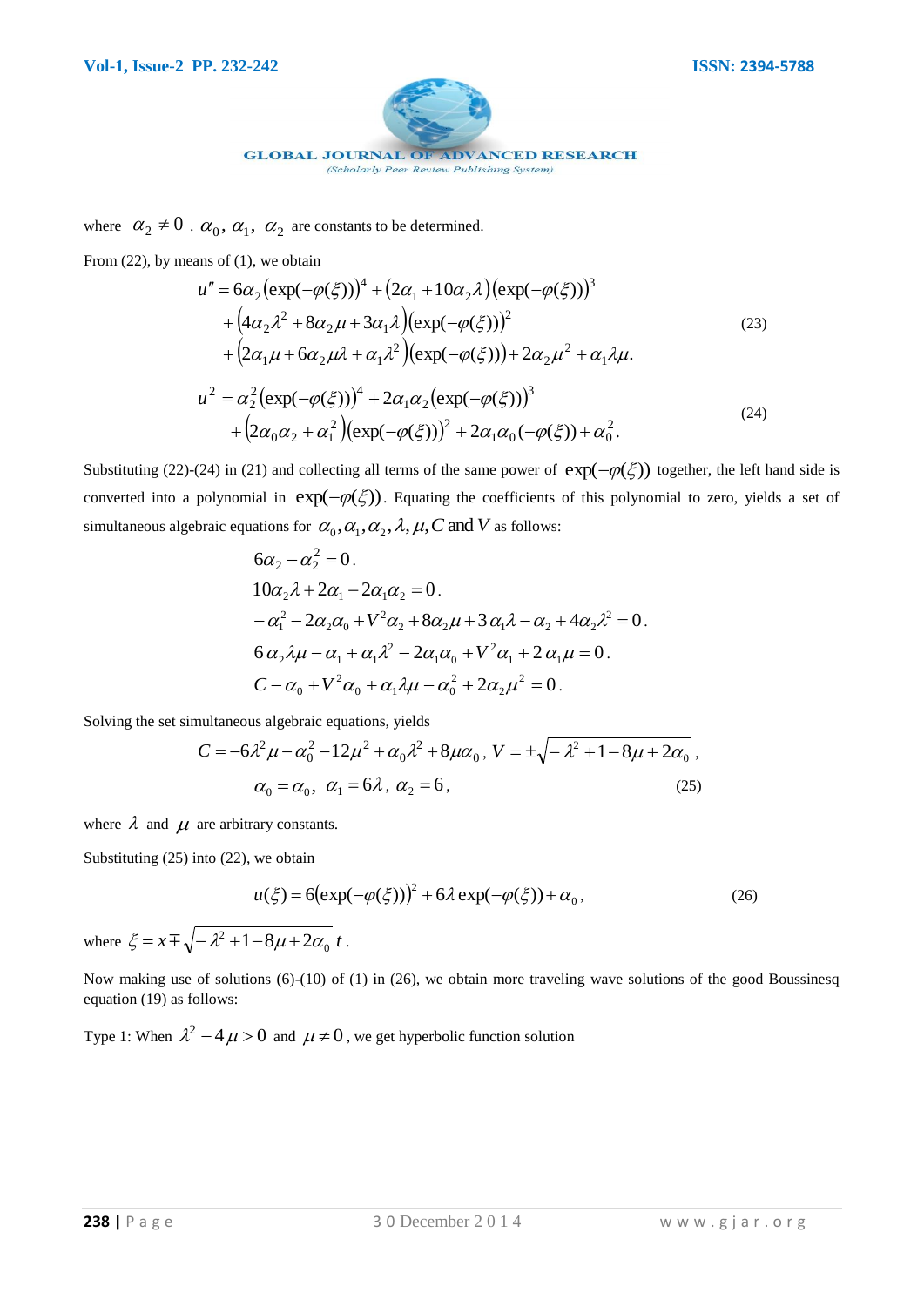where $\alpha_2 \neq 0$ . $\alpha_0$, $\alpha_1$, $\alpha_2$ are constants to be determined.

From (22), by means of (1), we obtain

$$
\begin{aligned}
u'' = & \, 6\alpha_2 (\exp(-\varphi(\xi)))^4 + (2\alpha_1 + 10\alpha_2 \lambda)(\exp(-\varphi(\xi)))^3 \\
& + (4\alpha_2 \lambda^2 + 8\alpha_2 \mu + 3\alpha_1 \lambda)(\exp(-\varphi(\xi)))^2 \\
& + (2\alpha_1 \mu + 6\alpha_2 \mu \lambda + \alpha_1 \lambda^2)(\exp(-\varphi(\xi))) + 2\alpha_2 \mu^2 + \alpha_1 \lambda \mu.
\end{aligned} \tag{23}
$$

$$
\begin{aligned}
u^2 = & \, \alpha_2^2 (\exp(-\varphi(\xi)))^4 + 2\alpha_1 \alpha_2 (\exp(-\varphi(\xi)))^3 \\
& + (2\alpha_0 \alpha_2 + \alpha_1^2)(\exp(-\varphi(\xi)))^2 + 2\alpha_1 \alpha_0 (-\varphi(\xi)) + \alpha_0^2.
\end{aligned} \tag{24}
$$

Substituting (22)-(24) in (21) and collecting all terms of the same power of $\exp(-\varphi(\xi))$ together, the left hand side is converted into a polynomial in $\exp(-\varphi(\xi))$. Equating the coefficients of this polynomial to zero, yields a set of simultaneous algebraic equations for $\alpha_0, \alpha_1, \alpha_2, \lambda, \mu, C$ and $V$ as follows:

$$6\alpha_2 - \alpha_2^2 = 0.$$

$$10\alpha_2 \lambda + 2\alpha_1 - 2\alpha_1 \alpha_2 = 0.$$

$$-\alpha_1^2 - 2\alpha_2 \alpha_0 + V^2 \alpha_2 + 8\alpha_2 \mu + 3\alpha_1 \lambda - \alpha_2 + 4\alpha_2 \lambda^2 = 0.$$

$$6\alpha_2 \lambda \mu - \alpha_1 + \alpha_1 \lambda^2 - 2\alpha_1 \alpha_0 + V^2 \alpha_1 + 2\alpha_1 \mu = 0.$$

$$C - \alpha_0 + V^2 \alpha_0 + \alpha_1 \lambda \mu - \alpha_0^2 + 2\alpha_2 \mu^2 = 0.$$

Solving the set simultaneous algebraic equations, yields

$$
\begin{aligned}
& C = -6\lambda^2 \mu - \alpha_0^2 - 12\mu^2 + \alpha_0 \lambda^2 + 8\mu \alpha_0, \; V = \pm\sqrt{-\lambda^2 + 1 - 8\mu + 2\alpha_0}, \\
& \alpha_0 = \alpha_0, \; \alpha_1 = 6\lambda, \; \alpha_2 = 6,
\end{aligned} \tag{25}
$$

where $\lambda$ and $\mu$ are arbitrary constants.

Substituting (25) into (22), we obtain

$$u(\xi) = 6(\exp(-\varphi(\xi)))^2 + 6\lambda \exp(-\varphi(\xi)) + \alpha_0, \tag{26}$$

where $\xi = x \mp \sqrt{-\lambda^2 + 1 - 8\mu + 2\alpha_0}\, t$.

Now making use of solutions (6)-(10) of (1) in (26), we obtain more traveling wave solutions of the good Boussinesq equation (19) as follows:

Type 1: When $\lambda^2 - 4\mu > 0$ and $\mu \neq 0$, we get hyperbolic function solution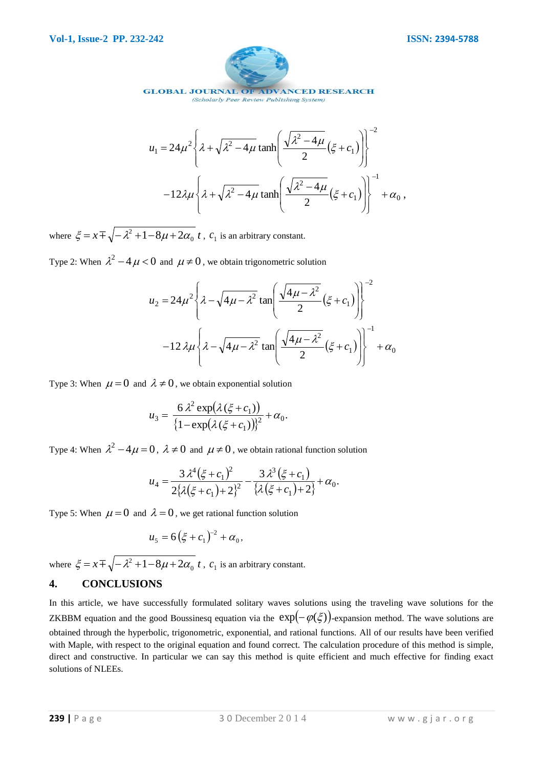$$u_1 = 24\mu^2 \left\{ \lambda + \sqrt{\lambda^2 - 4\mu} \tanh\left( \frac{\sqrt{\lambda^2 - 4\mu}}{2} (\xi + c_1) \right) \right\}^{-2}$$

$$-12\lambda\mu \left\{ \lambda + \sqrt{\lambda^2 - 4\mu} \tanh\left( \frac{\sqrt{\lambda^2 - 4\mu}}{2} (\xi + c_1) \right) \right\}^{-1} + \alpha_0 ,$$

where $\xi = x \mp \sqrt{-\lambda^2 + 1 - 8\mu + 2\alpha_0}\, t$, $c_1$ is an arbitrary constant.

Type 2: When $\lambda^2 - 4\mu < 0$ and $\mu \neq 0$, we obtain trigonometric solution

$$u_2 = 24\mu^2 \left\{ \lambda - \sqrt{4\mu - \lambda^2} \tan\left( \frac{\sqrt{4\mu - \lambda^2}}{2} (\xi + c_1) \right) \right\}^{-2}$$

$$-12\lambda\mu \left\{ \lambda - \sqrt{4\mu - \lambda^2} \tan\left( \frac{\sqrt{4\mu - \lambda^2}}{2} (\xi + c_1) \right) \right\}^{-1} + \alpha_0$$

Type 3: When $\mu = 0$ and $\lambda \neq 0$, we obtain exponential solution

$$u_3 = \frac{6\lambda^2 \exp(\lambda(\xi + c_1))}{\{1 - \exp(\lambda(\xi + c_1))\}^2} + \alpha_0.$$

Type 4: When $\lambda^2 - 4\mu = 0$, $\lambda \neq 0$ and $\mu \neq 0$, we obtain rational function solution

$$u_4 = \frac{3\lambda^4 (\xi + c_1)^2}{2\{\lambda(\xi + c_1) + 2\}^2} - \frac{3\lambda^3 (\xi + c_1)}{\{\lambda(\xi + c_1) + 2\}} + \alpha_0.$$

Type 5: When $\mu = 0$ and $\lambda = 0$, we get rational function solution

$$u_5 = 6(\xi + c_1)^{-2} + \alpha_0,$$

where $\xi = x \mp \sqrt{-\lambda^2 + 1 - 8\mu + 2\alpha_0}\, t$, $c_1$ is an arbitrary constant.

## 4. CONCLUSIONS

In this article, we have successfully formulated solitary waves solutions using the traveling wave solutions for the ZKBBM equation and the good Boussinesq equation via the $\exp(-\varphi(\xi))$-expansion method. The wave solutions are obtained through the hyperbolic, trigonometric, exponential, and rational functions. All of our results have been verified with Maple, with respect to the original equation and found correct. The calculation procedure of this method is simple, direct and constructive. In particular we can say this method is quite efficient and much effective for finding exact solutions of NLEEs.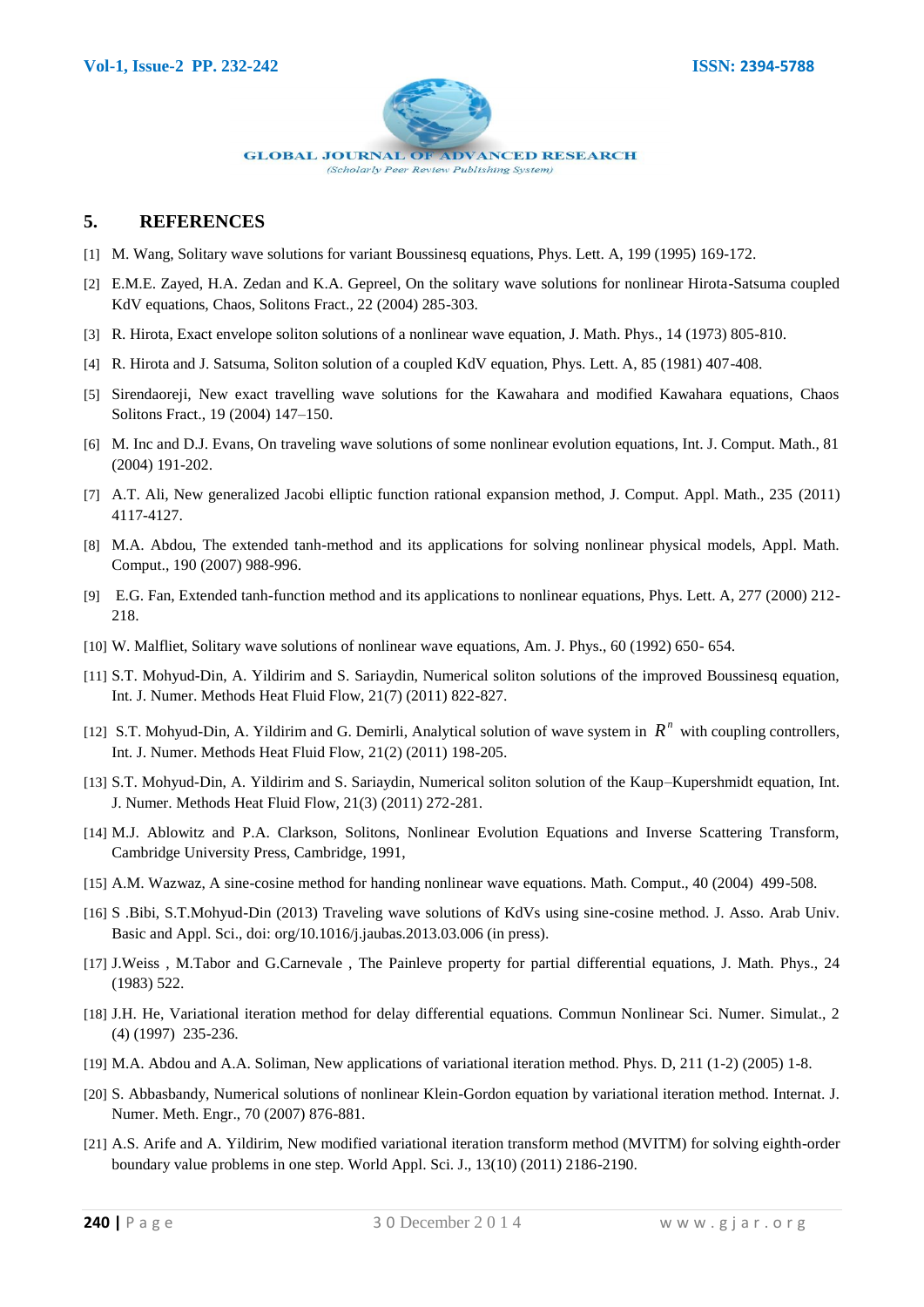## 5. REFERENCES

[1] M. Wang, Solitary wave solutions for variant Boussinesq equations, Phys. Lett. A, 199 (1995) 169-172.

[2] E.M.E. Zayed, H.A. Zedan and K.A. Gepreel, On the solitary wave solutions for nonlinear Hirota-Satsuma coupled KdV equations, Chaos, Solitons Fract., 22 (2004) 285-303.

[3] R. Hirota, Exact envelope soliton solutions of a nonlinear wave equation, J. Math. Phys., 14 (1973) 805-810.

[4] R. Hirota and J. Satsuma, Soliton solution of a coupled KdV equation, Phys. Lett. A, 85 (1981) 407-408.

[5] Sirendaoreji, New exact travelling wave solutions for the Kawahara and modified Kawahara equations, Chaos Solitons Fract., 19 (2004) 147–150.

[6] M. Inc and D.J. Evans, On traveling wave solutions of some nonlinear evolution equations, Int. J. Comput. Math., 81 (2004) 191-202.

[7] A.T. Ali, New generalized Jacobi elliptic function rational expansion method, J. Comput. Appl. Math., 235 (2011) 4117-4127.

[8] M.A. Abdou, The extended tanh-method and its applications for solving nonlinear physical models, Appl. Math. Comput., 190 (2007) 988-996.

[9] E.G. Fan, Extended tanh-function method and its applications to nonlinear equations, Phys. Lett. A, 277 (2000) 212-218.

[10] W. Malfliet, Solitary wave solutions of nonlinear wave equations, Am. J. Phys., 60 (1992) 650- 654.

[11] S.T. Mohyud-Din, A. Yildirim and S. Sariaydin, Numerical soliton solutions of the improved Boussinesq equation, Int. J. Numer. Methods Heat Fluid Flow, 21(7) (2011) 822-827.

[12] S.T. Mohyud-Din, A. Yildirim and G. Demirli, Analytical solution of wave system in $R^n$ with coupling controllers, Int. J. Numer. Methods Heat Fluid Flow, 21(2) (2011) 198-205.

[13] S.T. Mohyud-Din, A. Yildirim and S. Sariaydin, Numerical soliton solution of the Kaup–Kupershmidt equation, Int. J. Numer. Methods Heat Fluid Flow, 21(3) (2011) 272-281.

[14] M.J. Ablowitz and P.A. Clarkson, Solitons, Nonlinear Evolution Equations and Inverse Scattering Transform, Cambridge University Press, Cambridge, 1991,

[15] A.M. Wazwaz, A sine-cosine method for handing nonlinear wave equations. Math. Comput., 40 (2004) 499-508.

[16] S .Bibi, S.T.Mohyud-Din (2013) Traveling wave solutions of KdVs using sine-cosine method. J. Asso. Arab Univ. Basic and Appl. Sci., doi: org/10.1016/j.jaubas.2013.03.006 (in press).

[17] J.Weiss , M.Tabor and G.Carnevale , The Painleve property for partial differential equations, J. Math. Phys., 24 (1983) 522.

[18] J.H. He, Variational iteration method for delay differential equations. Commun Nonlinear Sci. Numer. Simulat., 2 (4) (1997) 235-236.

[19] M.A. Abdou and A.A. Soliman, New applications of variational iteration method. Phys. D, 211 (1-2) (2005) 1-8.

[20] S. Abbasbandy, Numerical solutions of nonlinear Klein-Gordon equation by variational iteration method. Internat. J. Numer. Meth. Engr., 70 (2007) 876-881.

[21] A.S. Arife and A. Yildirim, New modified variational iteration transform method (MVITM) for solving eighth-order boundary value problems in one step. World Appl. Sci. J., 13(10) (2011) 2186-2190.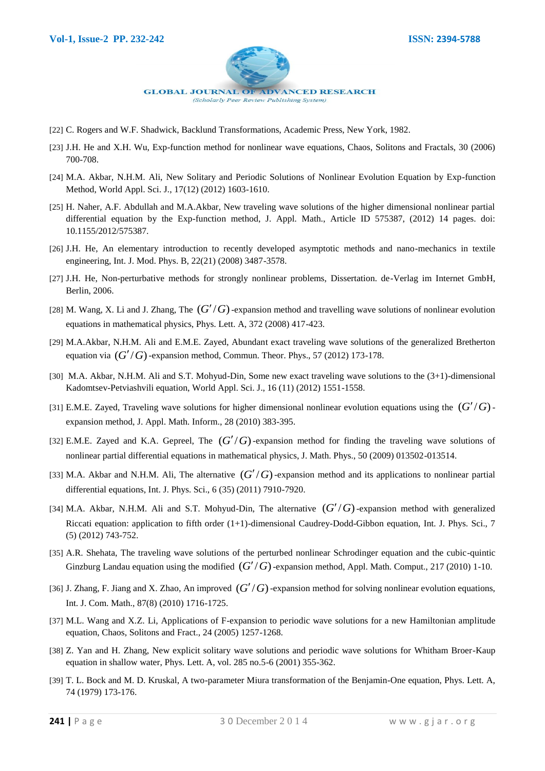[22] C. Rogers and W.F. Shadwick, Backlund Transformations, Academic Press, New York, 1982.

[23] J.H. He and X.H. Wu, Exp-function method for nonlinear wave equations, Chaos, Solitons and Fractals, 30 (2006) 700-708.

[24] M.A. Akbar, N.H.M. Ali, New Solitary and Periodic Solutions of Nonlinear Evolution Equation by Exp-function Method, World Appl. Sci. J., 17(12) (2012) 1603-1610.

[25] H. Naher, A.F. Abdullah and M.A.Akbar, New traveling wave solutions of the higher dimensional nonlinear partial differential equation by the Exp-function method, J. Appl. Math., Article ID 575387, (2012) 14 pages. doi: 10.1155/2012/575387.

[26] J.H. He, An elementary introduction to recently developed asymptotic methods and nano-mechanics in textile engineering, Int. J. Mod. Phys. B, 22(21) (2008) 3487-3578.

[27] J.H. He, Non-perturbative methods for strongly nonlinear problems, Dissertation. de-Verlag im Internet GmbH, Berlin, 2006.

[28] M. Wang, X. Li and J. Zhang, The $(G'/G)$-expansion method and travelling wave solutions of nonlinear evolution equations in mathematical physics, Phys. Lett. A, 372 (2008) 417-423.

[29] M.A.Akbar, N.H.M. Ali and E.M.E. Zayed, Abundant exact traveling wave solutions of the generalized Bretherton equation via $(G'/G)$-expansion method, Commun. Theor. Phys., 57 (2012) 173-178.

[30] M.A. Akbar, N.H.M. Ali and S.T. Mohyud-Din, Some new exact traveling wave solutions to the (3+1)-dimensional Kadomtsev-Petviashvili equation, World Appl. Sci. J., 16 (11) (2012) 1551-1558.

[31] E.M.E. Zayed, Traveling wave solutions for higher dimensional nonlinear evolution equations using the $(G'/G)$-expansion method, J. Appl. Math. Inform., 28 (2010) 383-395.

[32] E.M.E. Zayed and K.A. Gepreel, The $(G'/G)$-expansion method for finding the traveling wave solutions of nonlinear partial differential equations in mathematical physics, J. Math. Phys., 50 (2009) 013502-013514.

[33] M.A. Akbar and N.H.M. Ali, The alternative $(G'/G)$-expansion method and its applications to nonlinear partial differential equations, Int. J. Phys. Sci., 6 (35) (2011) 7910-7920.

[34] M.A. Akbar, N.H.M. Ali and S.T. Mohyud-Din, The alternative $(G'/G)$-expansion method with generalized Riccati equation: application to fifth order (1+1)-dimensional Caudrey-Dodd-Gibbon equation, Int. J. Phys. Sci., 7 (5) (2012) 743-752.

[35] A.R. Shehata, The traveling wave solutions of the perturbed nonlinear Schrodinger equation and the cubic-quintic Ginzburg Landau equation using the modified $(G'/G)$-expansion method, Appl. Math. Comput., 217 (2010) 1-10.

[36] J. Zhang, F. Jiang and X. Zhao, An improved $(G'/G)$-expansion method for solving nonlinear evolution equations, Int. J. Com. Math., 87(8) (2010) 1716-1725.

[37] M.L. Wang and X.Z. Li, Applications of F-expansion to periodic wave solutions for a new Hamiltonian amplitude equation, Chaos, Solitons and Fract., 24 (2005) 1257-1268.

[38] Z. Yan and H. Zhang, New explicit solitary wave solutions and periodic wave solutions for Whitham Broer-Kaup equation in shallow water, Phys. Lett. A, vol. 285 no.5-6 (2001) 355-362.

[39] T. L. Bock and M. D. Kruskal, A two-parameter Miura transformation of the Benjamin-One equation, Phys. Lett. A, 74 (1979) 173-176.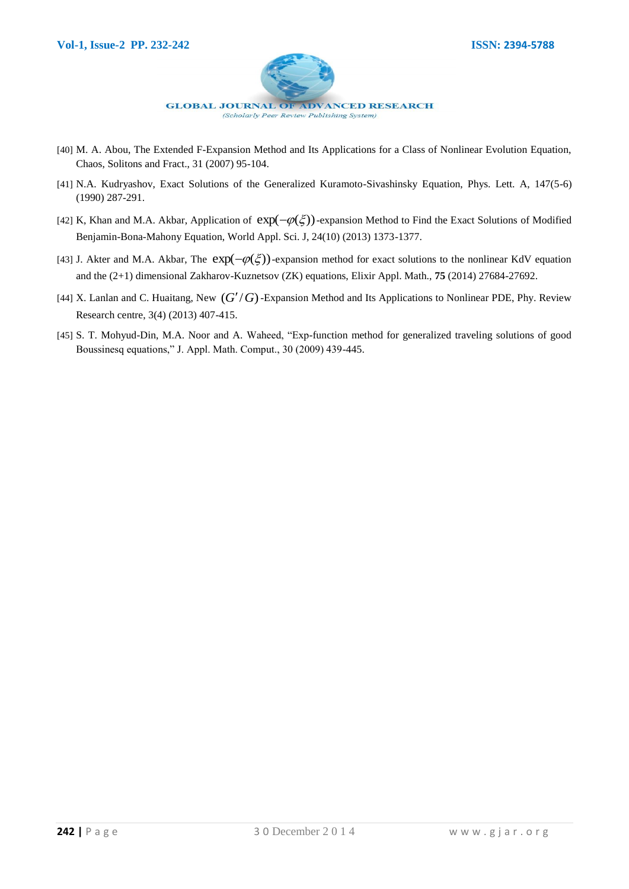[40] M. A. Abou, The Extended F-Expansion Method and Its Applications for a Class of Nonlinear Evolution Equation, Chaos, Solitons and Fract., 31 (2007) 95-104.

[41] N.A. Kudryashov, Exact Solutions of the Generalized Kuramoto-Sivashinsky Equation, Phys. Lett. A, 147(5-6) (1990) 287-291.

[42] K, Khan and M.A. Akbar, Application of $\exp(-\varphi(\xi))$-expansion Method to Find the Exact Solutions of Modified Benjamin-Bona-Mahony Equation, World Appl. Sci. J, 24(10) (2013) 1373-1377.

[43] J. Akter and M.A. Akbar, The $\exp(-\varphi(\xi))$-expansion method for exact solutions to the nonlinear KdV equation and the (2+1) dimensional Zakharov-Kuznetsov (ZK) equations, Elixir Appl. Math., **75** (2014) 27684-27692.

[44] X. Lanlan and C. Huaitang, New $(G'/G)$-Expansion Method and Its Applications to Nonlinear PDE, Phy. Review Research centre, 3(4) (2013) 407-415.

[45] S. T. Mohyud-Din, M.A. Noor and A. Waheed, "Exp-function method for generalized traveling solutions of good Boussinesq equations," J. Appl. Math. Comput., 30 (2009) 439-445.